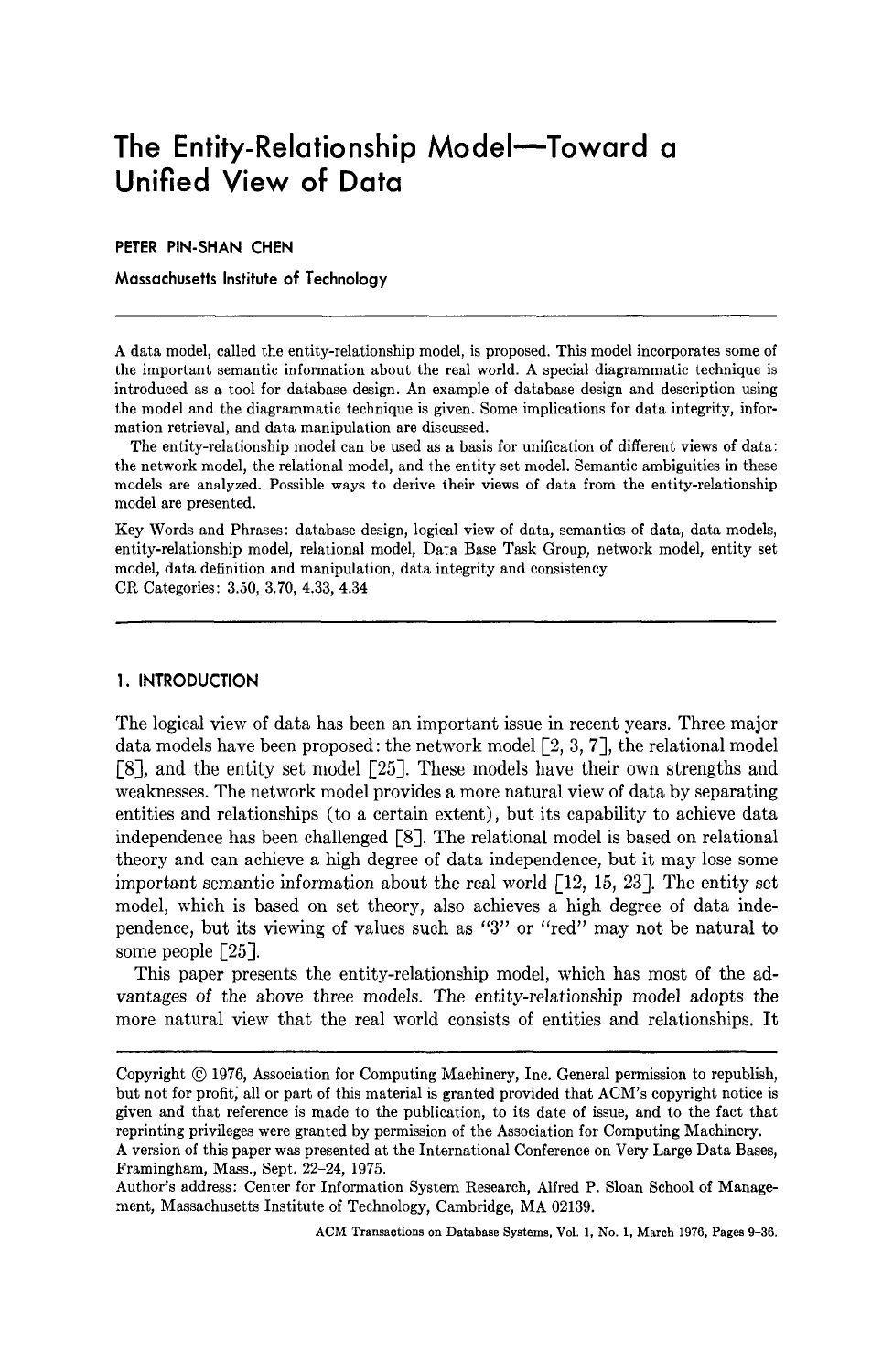# The Entity-Relationship Model—Toward a Unified View of Data

**PETER PIN-SHAN CHEN**

**Massachusetts Institute of Technology**

---

A data model, called the entity-relationship model, is proposed. This model incorporates some of the important semantic information about the real world. A special diagrammatic technique is introduced as a tool for database design. An example of database design and description using the model and the diagrammatic technique is given. Some implications for data integrity, information retrieval, and data manipulation are discussed.

The entity-relationship model can be used as a basis for unification of different views of data: the network model, the relational model, and the entity set model. Semantic ambiguities in these models are analyzed. Possible ways to derive their views of data from the entity-relationship model are presented.

Key Words and Phrases: database design, logical view of data, semantics of data, data models, entity-relationship model, relational model, Data Base Task Group, network model, entity set model, data definition and manipulation, data integrity and consistency

CR Categories: 3.50, 3.70, 4.33, 4.34

---

## 1. INTRODUCTION

The logical view of data has been an important issue in recent years. Three major data models have been proposed: the network model [2, 3, 7], the relational model [8], and the entity set model [25]. These models have their own strengths and weaknesses. The network model provides a more natural view of data by separating entities and relationships (to a certain extent), but its capability to achieve data independence has been challenged [8]. The relational model is based on relational theory and can achieve a high degree of data independence, but it may lose some important semantic information about the real world [12, 15, 23]. The entity set model, which is based on set theory, also achieves a high degree of data independence, but its viewing of values such as "3" or "red" may not be natural to some people [25].

This paper presents the entity-relationship model, which has most of the advantages of the above three models. The entity-relationship model adopts the more natural view that the real world consists of entities and relationships. It

---

Copyright © 1976, Association for Computing Machinery, Inc. General permission to republish, but not for profit, all or part of this material is granted provided that ACM's copyright notice is given and that reference is made to the publication, to its date of issue, and to the fact that reprinting privileges were granted by permission of the Association for Computing Machinery.

A version of this paper was presented at the International Conference on Very Large Data Bases, Framingham, Mass., Sept. 22–24, 1975.

Author's address: Center for Information System Research, Alfred P. Sloan School of Management, Massachusetts Institute of Technology, Cambridge, MA 02139.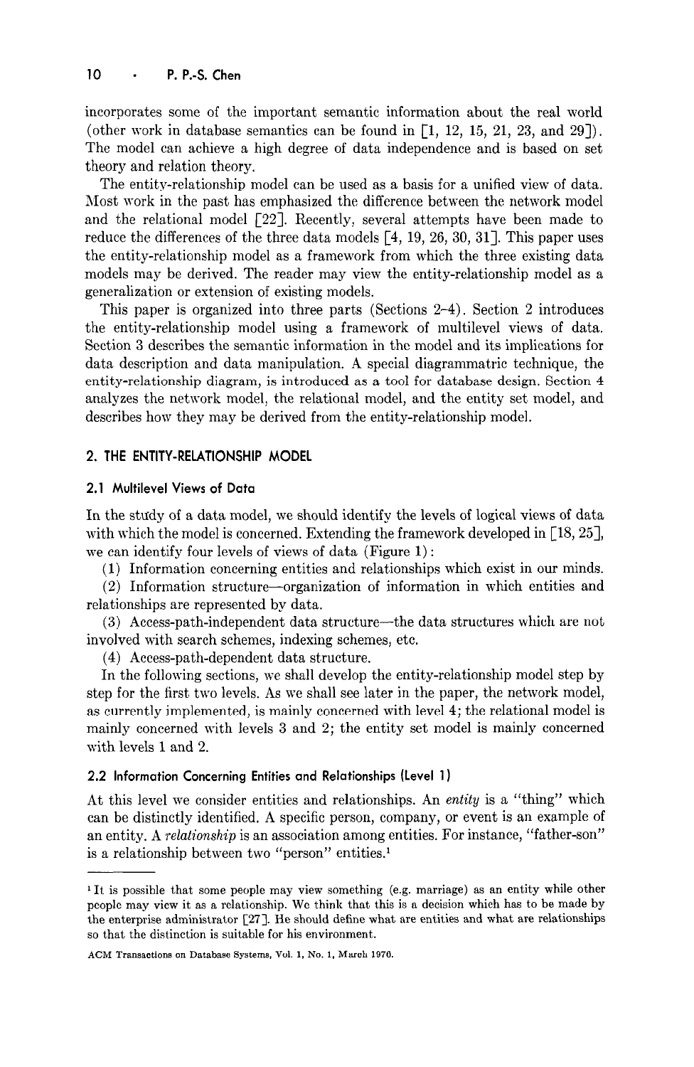incorporates some of the important semantic information about the real world (other work in database semantics can be found in [1, 12, 15, 21, 23, and 29]). The model can achieve a high degree of data independence and is based on set theory and relation theory.

The entity-relationship model can be used as a basis for a unified view of data. Most work in the past has emphasized the difference between the network model and the relational model [22]. Recently, several attempts have been made to reduce the differences of the three data models [4, 19, 26, 30, 31]. This paper uses the entity-relationship model as a framework from which the three existing data models may be derived. The reader may view the entity-relationship model as a generalization or extension of existing models.

This paper is organized into three parts (Sections 2–4). Section 2 introduces the entity-relationship model using a framework of multilevel views of data. Section 3 describes the semantic information in the model and its implications for data description and data manipulation. A special diagrammatric technique, the entity-relationship diagram, is introduced as a tool for database design. Section 4 analyzes the network model, the relational model, and the entity set model, and describes how they may be derived from the entity-relationship model.

## 2. THE ENTITY-RELATIONSHIP MODEL

### 2.1 Multilevel Views of Data

In the study of a data model, we should identify the levels of logical views of data with which the model is concerned. Extending the framework developed in [18, 25], we can identify four levels of views of data (Figure 1):

(1) Information concerning entities and relationships which exist in our minds.

(2) Information structure—organization of information in which entities and relationships are represented by data.

(3) Access-path-independent data structure—the data structures which are not involved with search schemes, indexing schemes, etc.

(4) Access-path-dependent data structure.

In the following sections, we shall develop the entity-relationship model step by step for the first two levels. As we shall see later in the paper, the network model, as currently implemented, is mainly concerned with level 4; the relational model is mainly concerned with levels 3 and 2; the entity set model is mainly concerned with levels 1 and 2.

### 2.2 Information Concerning Entities and Relationships (Level 1)

At this level we consider entities and relationships. An *entity* is a "thing" which can be distinctly identified. A specific person, company, or event is an example of an entity. A *relationship* is an association among entities. For instance, "father-son" is a relationship between two "person" entities.[1]

---

[1] It is possible that some people may view something (e.g. marriage) as an entity while other people may view it as a relationship. We think that this is a decision which has to be made by the enterprise administrator [27]. He should define what are entities and what are relationships so that the distinction is suitable for his environment.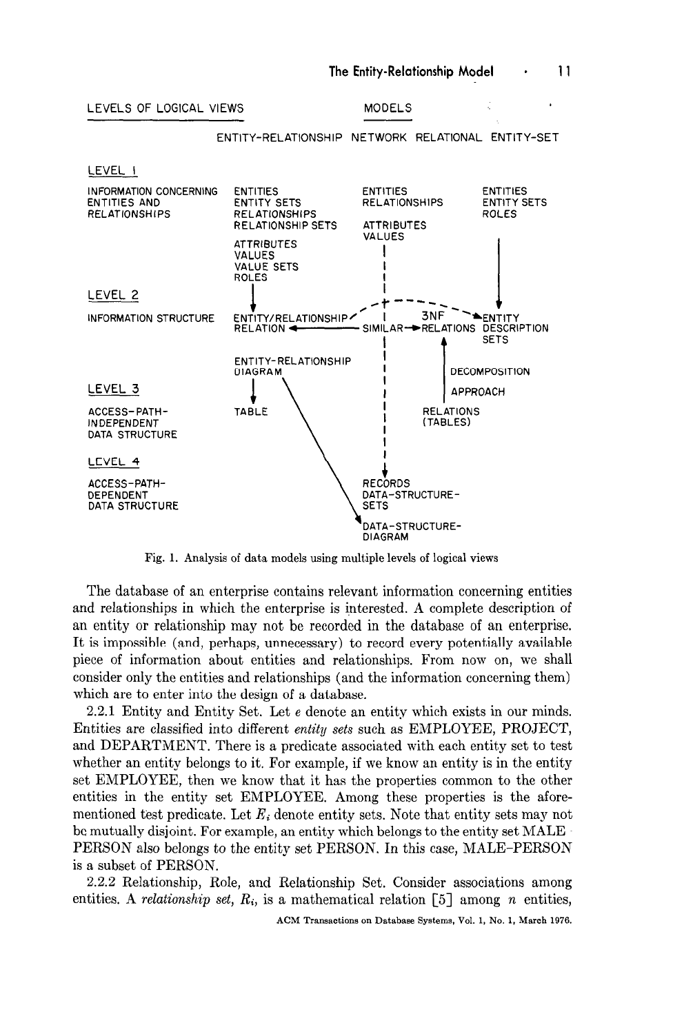| LEVELS OF LOGICAL VIEWS | ENTITY-RELATIONSHIP | NETWORK | RELATIONAL | ENTITY-SET |
|---|---|---|---|---|
| LEVEL 1<br>INFORMATION CONCERNING ENTITIES AND RELATIONSHIPS | ENTITIES<br>ENTITY SETS<br>RELATIONSHIPS<br>RELATIONSHIP SETS<br>ATTRIBUTES<br>VALUES<br>VALUE SETS<br>ROLES | ENTITIES<br>RELATIONSHIPS<br>ATTRIBUTES<br>VALUES | | ENTITIES<br>ENTITY SETS<br>ROLES |
| LEVEL 2<br>INFORMATION STRUCTURE | ENTITY/RELATIONSHIP RELATION<br>ENTITY-RELATIONSHIP DIAGRAM | SIMILAR | 3NF RELATIONS<br>DECOMPOSITION APPROACH | ENTITY DESCRIPTION SETS |
| LEVEL 3<br>ACCESS-PATH-INDEPENDENT DATA STRUCTURE | TABLE | | RELATIONS (TABLES) | |
| LEVEL 4<br>ACCESS-PATH-DEPENDENT DATA STRUCTURE | | RECORDS<br>DATA-STRUCTURE-SETS<br>DATA-STRUCTURE-DIAGRAM | | |

Fig. 1. Analysis of data models using multiple levels of logical views

The database of an enterprise contains relevant information concerning entities and relationships in which the enterprise is interested. A complete description of an entity or relationship may not be recorded in the database of an enterprise. It is impossible (and, perhaps, unnecessary) to record every potentially available piece of information about entities and relationships. From now on, we shall consider only the entities and relationships (and the information concerning them) which are to enter into the design of a database.

2.2.1 Entity and Entity Set. Let $e$ denote an entity which exists in our minds. Entities are classified into different *entity sets* such as EMPLOYEE, PROJECT, and DEPARTMENT. There is a predicate associated with each entity set to test whether an entity belongs to it. For example, if we know an entity is in the entity set EMPLOYEE, then we know that it has the properties common to the other entities in the entity set EMPLOYEE. Among these properties is the aforementioned test predicate. Let $E_i$ denote entity sets. Note that entity sets may not be mutually disjoint. For example, an entity which belongs to the entity set MALE-PERSON also belongs to the entity set PERSON. In this case, MALE-PERSON is a subset of PERSON.

2.2.2 Relationship, Role, and Relationship Set. Consider associations among entities. A *relationship set*, $R_i$, is a mathematical relation [5] among $n$ entities,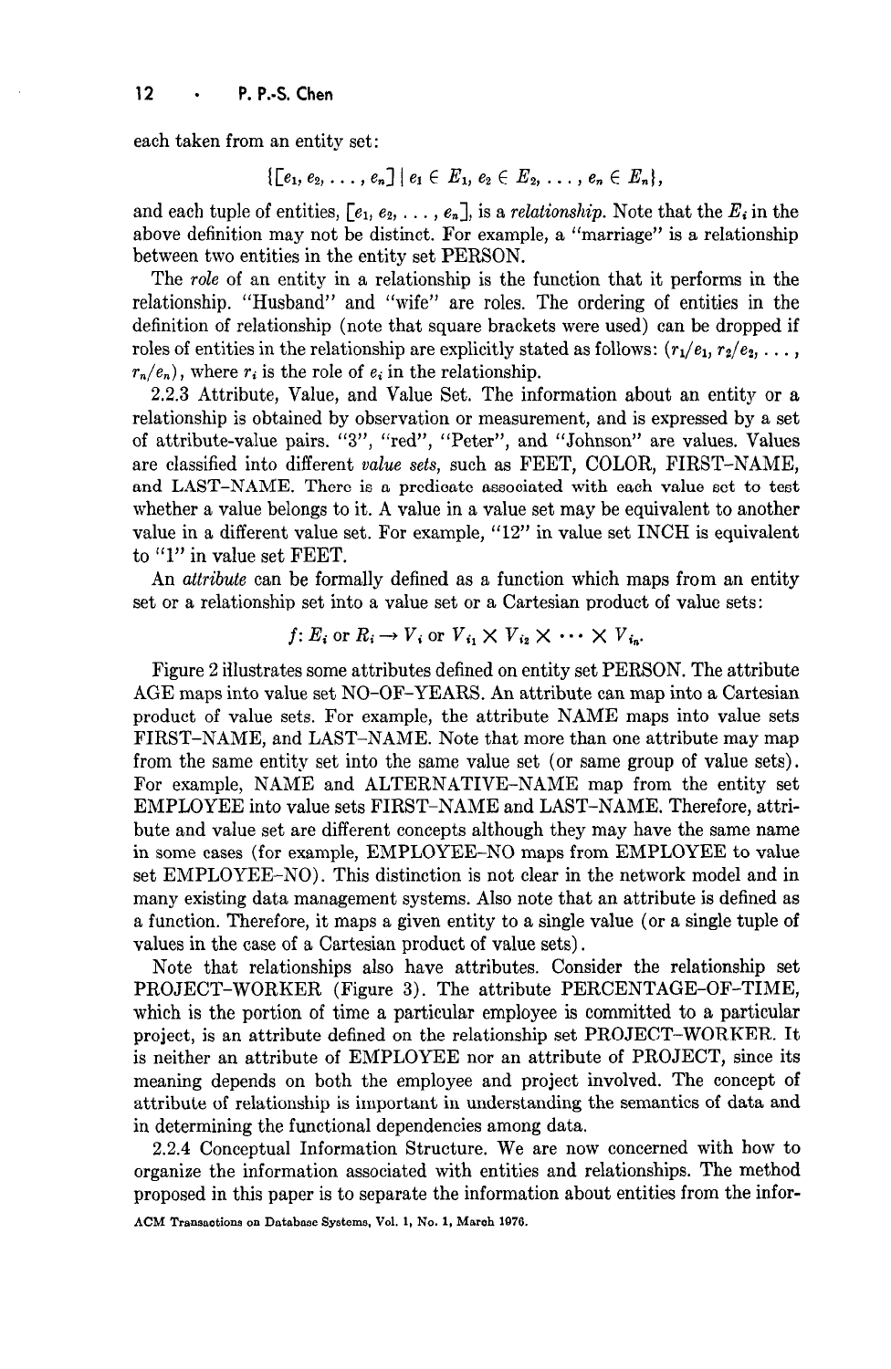each taken from an entity set:

$$\{[e_1, e_2, \ldots, e_n] \mid e_1 \in E_1, e_2 \in E_2, \ldots, e_n \in E_n\},$$

and each tuple of entities, $[e_1, e_2, \ldots, e_n]$, is a *relationship*. Note that the $E_i$ in the above definition may not be distinct. For example, a "marriage" is a relationship between two entities in the entity set PERSON.

The *role* of an entity in a relationship is the function that it performs in the relationship. "Husband" and "wife" are roles. The ordering of entities in the definition of relationship (note that square brackets were used) can be dropped if roles of entities in the relationship are explicitly stated as follows: $(r_1/e_1, r_2/e_2, \ldots, r_n/e_n)$, where $r_i$ is the role of $e_i$ in the relationship.

2.2.3 Attribute, Value, and Value Set. The information about an entity or a relationship is obtained by observation or measurement, and is expressed by a set of attribute-value pairs. "3", "red", "Peter", and "Johnson" are values. Values are classified into different *value sets*, such as FEET, COLOR, FIRST-NAME, and LAST-NAME. There is a predicate associated with each value set to test whether a value belongs to it. A value in a value set may be equivalent to another value in a different value set. For example, "12" in value set INCH is equivalent to "1" in value set FEET.

An *attribute* can be formally defined as a function which maps from an entity set or a relationship set into a value set or a Cartesian product of value sets:

$$f: E_i \text{ or } R_i \rightarrow V_i \text{ or } V_{i_1} \times V_{i_2} \times \cdots \times V_{i_n}.$$

Figure 2 illustrates some attributes defined on entity set PERSON. The attribute AGE maps into value set NO-OF-YEARS. An attribute can map into a Cartesian product of value sets. For example, the attribute NAME maps into value sets FIRST-NAME, and LAST-NAME. Note that more than one attribute may map from the same entity set into the same value set (or same group of value sets). For example, NAME and ALTERNATIVE-NAME map from the entity set EMPLOYEE into value sets FIRST-NAME and LAST-NAME. Therefore, attribute and value set are different concepts although they may have the same name in some cases (for example, EMPLOYEE-NO maps from EMPLOYEE to value set EMPLOYEE-NO). This distinction is not clear in the network model and in many existing data management systems. Also note that an attribute is defined as a function. Therefore, it maps a given entity to a single value (or a single tuple of values in the case of a Cartesian product of value sets).

Note that relationships also have attributes. Consider the relationship set PROJECT-WORKER (Figure 3). The attribute PERCENTAGE-OF-TIME, which is the portion of time a particular employee is committed to a particular project, is an attribute defined on the relationship set PROJECT-WORKER. It is neither an attribute of EMPLOYEE nor an attribute of PROJECT, since its meaning depends on both the employee and project involved. The concept of attribute of relationship is important in understanding the semantics of data and in determining the functional dependencies among data.

2.2.4 Conceptual Information Structure. We are now concerned with how to organize the information associated with entities and relationships. The method proposed in this paper is to separate the information about entities from the infor-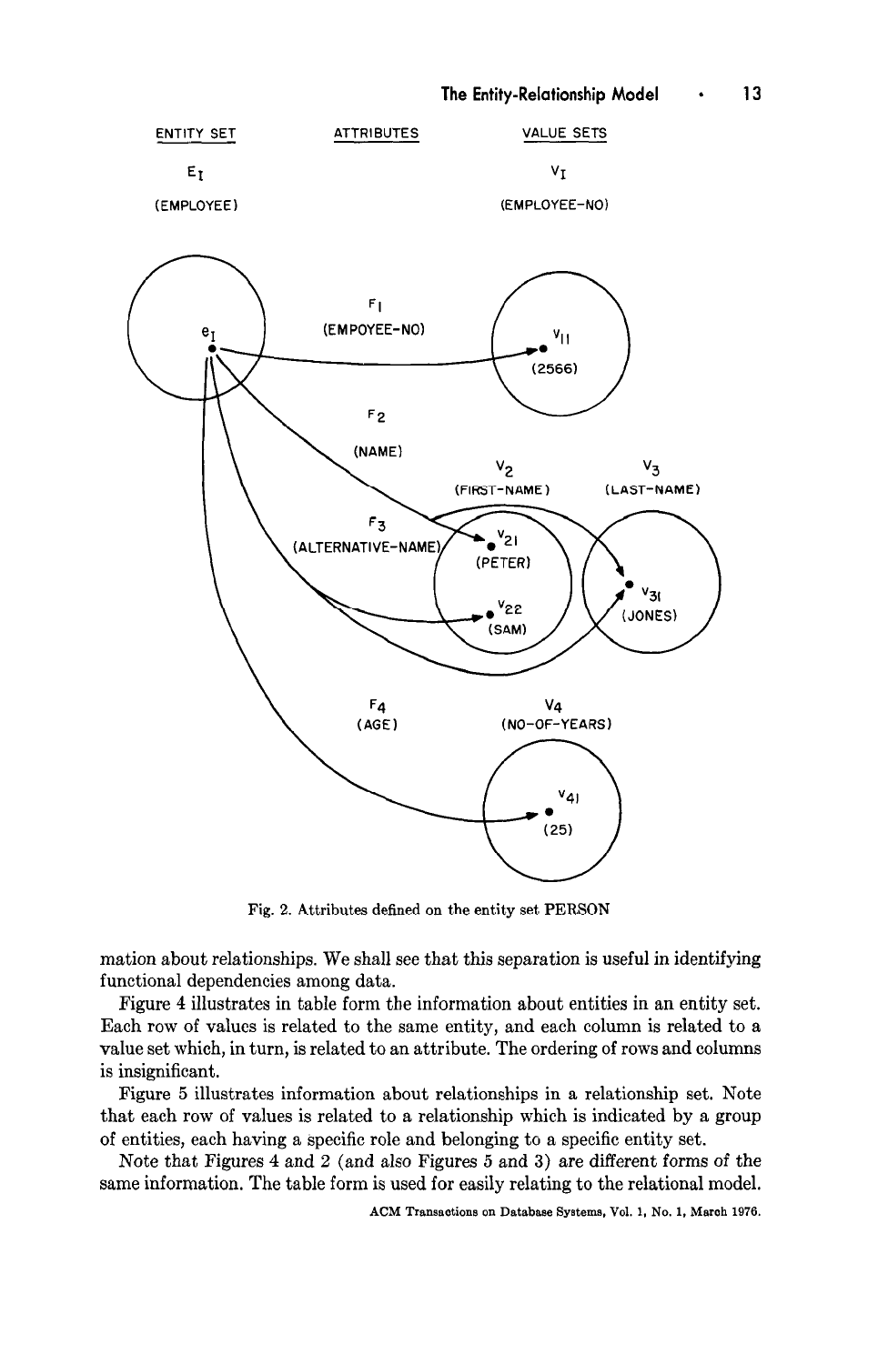ENTITY SET

$E_1$

(EMPLOYEE)

ATTRIBUTES

VALUE SETS

$V_1$

(EMPLOYEE-NO)

$e_1$

$F_1$

(EMPOYEE-NO)

$v_{11}$

(2566)

$F_2$

(NAME)

$V_2$

(FIRST-NAME)

$V_3$

(LAST-NAME)

$F_3$

(ALTERNATIVE-NAME)

$v_{21}$

(PETER)

$v_{22}$

(SAM)

$v_{31}$

(JONES)

$F_4$

(AGE)

$V_4$

(NO-OF-YEARS)

$v_{41}$

(25)

Fig. 2. Attributes defined on the entity set PERSON

mation about relationships. We shall see that this separation is useful in identifying functional dependencies among data.

Figure 4 illustrates in table form the information about entities in an entity set. Each row of values is related to the same entity, and each column is related to a value set which, in turn, is related to an attribute. The ordering of rows and columns is insignificant.

Figure 5 illustrates information about relationships in a relationship set. Note that each row of values is related to a relationship which is indicated by a group of entities, each having a specific role and belonging to a specific entity set.

Note that Figures 4 and 2 (and also Figures 5 and 3) are different forms of the same information. The table form is used for easily relating to the relational model.